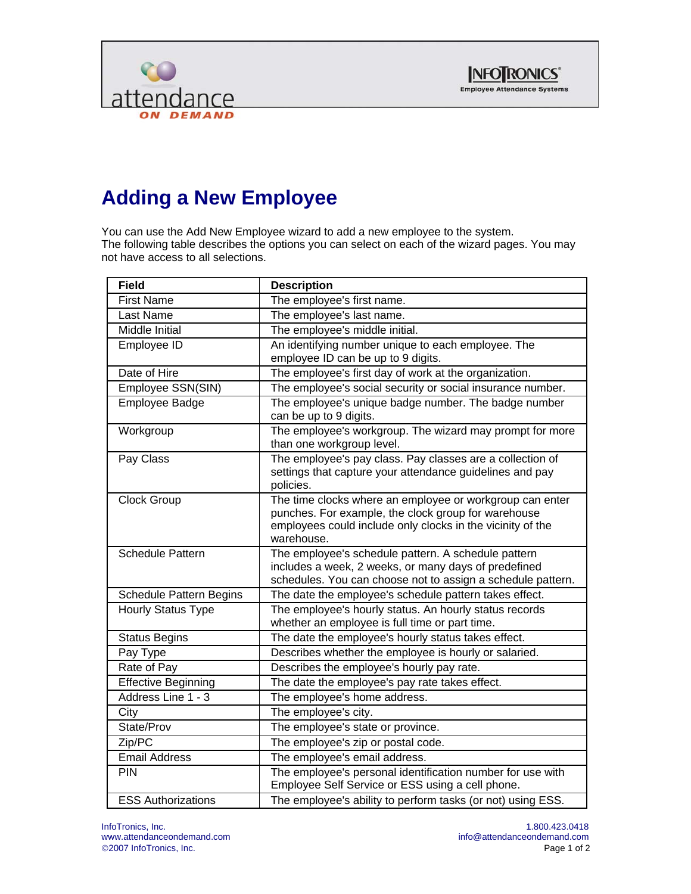# Adding a New Employee

You can use the Add New Employee wizard to add a new employee to the system.
The following table describes the options you can select on each of the wizard pages. You may not have access to all selections.

| Field | Description |
|---|---|
| First Name | The employee's first name. |
| Last Name | The employee's last name. |
| Middle Initial | The employee's middle initial. |
| Employee ID | An identifying number unique to each employee. The employee ID can be up to 9 digits. |
| Date of Hire | The employee's first day of work at the organization. |
| Employee SSN(SIN) | The employee's social security or social insurance number. |
| Employee Badge | The employee's unique badge number. The badge number can be up to 9 digits. |
| Workgroup | The employee's workgroup. The wizard may prompt for more than one workgroup level. |
| Pay Class | The employee's pay class. Pay classes are a collection of settings that capture your attendance guidelines and pay policies. |
| Clock Group | The time clocks where an employee or workgroup can enter punches. For example, the clock group for warehouse employees could include only clocks in the vicinity of the warehouse. |
| Schedule Pattern | The employee's schedule pattern. A schedule pattern includes a week, 2 weeks, or many days of predefined schedules. You can choose not to assign a schedule pattern. |
| Schedule Pattern Begins | The date the employee's schedule pattern takes effect. |
| Hourly Status Type | The employee's hourly status. An hourly status records whether an employee is full time or part time. |
| Status Begins | The date the employee's hourly status takes effect. |
| Pay Type | Describes whether the employee is hourly or salaried. |
| Rate of Pay | Describes the employee's hourly pay rate. |
| Effective Beginning | The date the employee's pay rate takes effect. |
| Address Line 1 - 3 | The employee's home address. |
| City | The employee's city. |
| State/Prov | The employee's state or province. |
| Zip/PC | The employee's zip or postal code. |
| Email Address | The employee's email address. |
| PIN | The employee's personal identification number for use with Employee Self Service or ESS using a cell phone. |
| ESS Authorizations | The employee's ability to perform tasks (or not) using ESS. |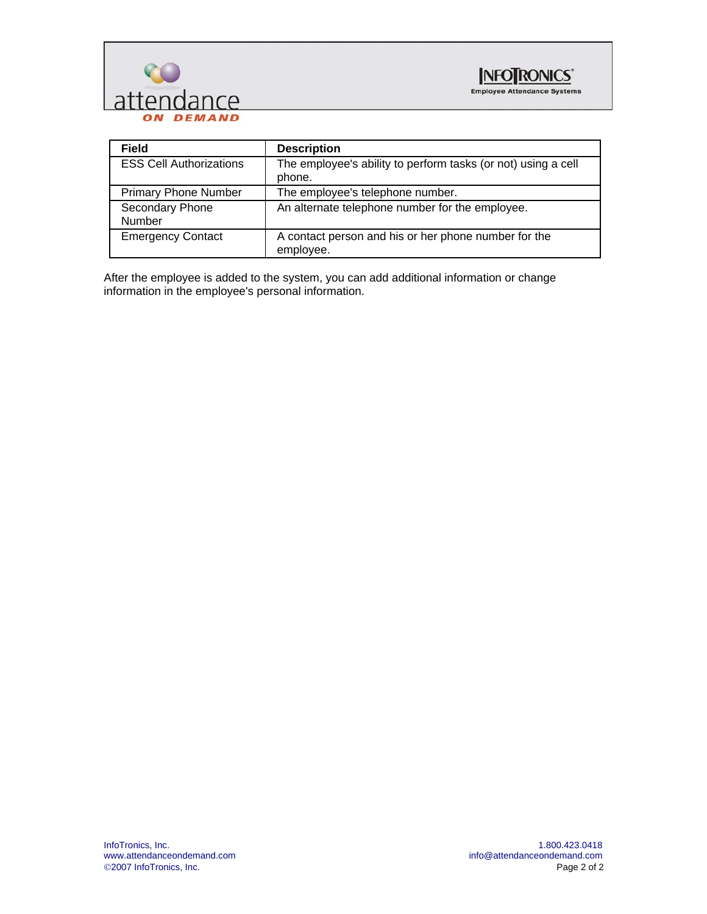| Field | Description |
|---|---|
| ESS Cell Authorizations | The employee's ability to perform tasks (or not) using a cell phone. |
| Primary Phone Number | The employee's telephone number. |
| Secondary Phone Number | An alternate telephone number for the employee. |
| Emergency Contact | A contact person and his or her phone number for the employee. |

After the employee is added to the system, you can add additional information or change information in the employee's personal information.